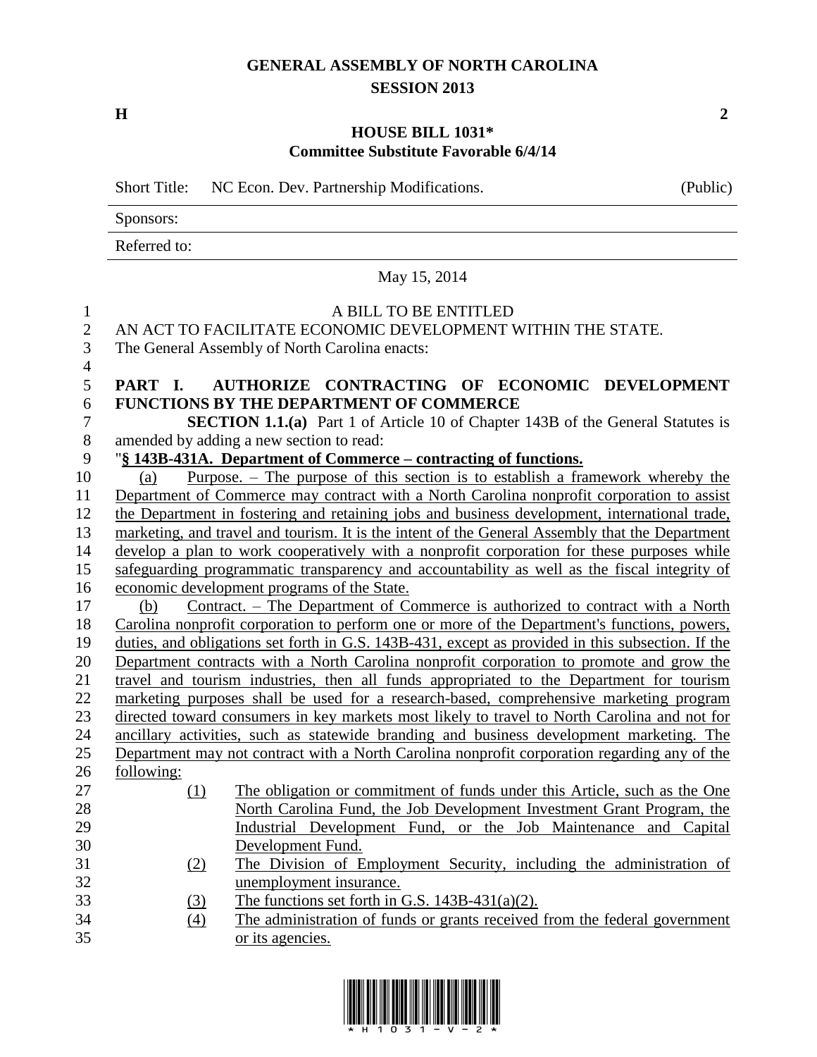# GENERAL ASSEMBLY OF NORTH CAROLINA
## SESSION 2013

**H** **2**

## HOUSE BILL 1031*
### Committee Substitute Favorable 6/4/14

| Short Title: | NC Econ. Dev. Partnership Modifications. | (Public) |
|---|---|---|
| Sponsors: | | |
| Referred to: | | |

May 15, 2014

A BILL TO BE ENTITLED

AN ACT TO FACILITATE ECONOMIC DEVELOPMENT WITHIN THE STATE.

The General Assembly of North Carolina enacts:

**PART I. AUTHORIZE CONTRACTING OF ECONOMIC DEVELOPMENT FUNCTIONS BY THE DEPARTMENT OF COMMERCE**

**SECTION 1.1.(a)** Part 1 of Article 10 of Chapter 143B of the General Statutes is amended by adding a new section to read:

"**§ 143B-431A. Department of Commerce – contracting of functions.**

(a) Purpose. – The purpose of this section is to establish a framework whereby the Department of Commerce may contract with a North Carolina nonprofit corporation to assist the Department in fostering and retaining jobs and business development, international trade, marketing, and travel and tourism. It is the intent of the General Assembly that the Department develop a plan to work cooperatively with a nonprofit corporation for these purposes while safeguarding programmatic transparency and accountability as well as the fiscal integrity of economic development programs of the State.

(b) Contract. – The Department of Commerce is authorized to contract with a North Carolina nonprofit corporation to perform one or more of the Department's functions, powers, duties, and obligations set forth in G.S. 143B-431, except as provided in this subsection. If the Department contracts with a North Carolina nonprofit corporation to promote and grow the travel and tourism industries, then all funds appropriated to the Department for tourism marketing purposes shall be used for a research-based, comprehensive marketing program directed toward consumers in key markets most likely to travel to North Carolina and not for ancillary activities, such as statewide branding and business development marketing. The Department may not contract with a North Carolina nonprofit corporation regarding any of the following:

(1) The obligation or commitment of funds under this Article, such as the One North Carolina Fund, the Job Development Investment Grant Program, the Industrial Development Fund, or the Job Maintenance and Capital Development Fund.

(2) The Division of Employment Security, including the administration of unemployment insurance.

(3) The functions set forth in G.S. 143B-431(a)(2).

(4) The administration of funds or grants received from the federal government or its agencies.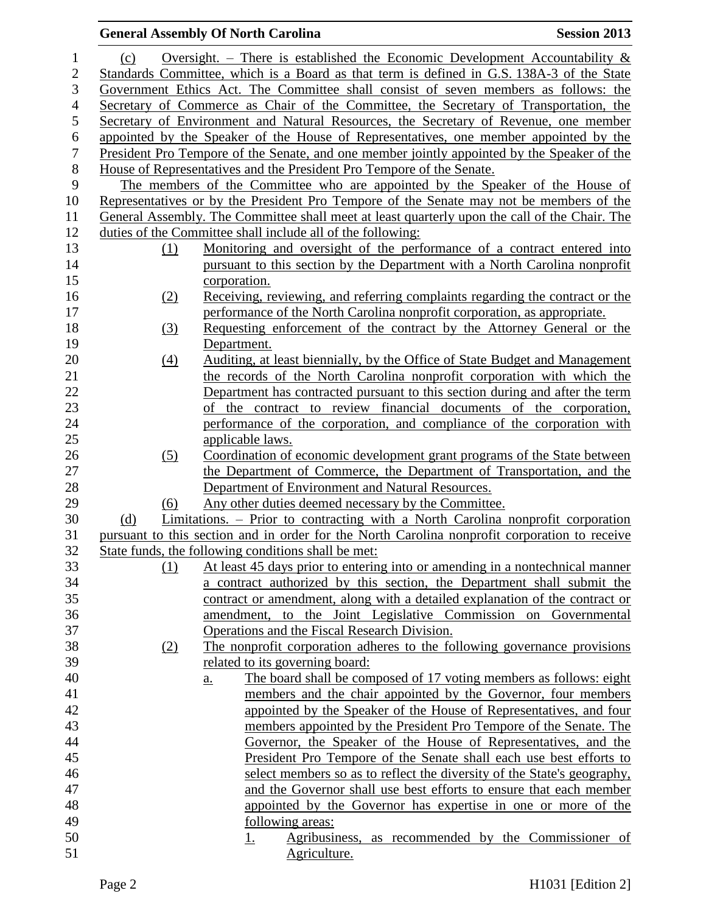(c) Oversight. – There is established the Economic Development Accountability & Standards Committee, which is a Board as that term is defined in G.S. 138A-3 of the State Government Ethics Act. The Committee shall consist of seven members as follows: the Secretary of Commerce as Chair of the Committee, the Secretary of Transportation, the Secretary of Environment and Natural Resources, the Secretary of Revenue, one member appointed by the Speaker of the House of Representatives, one member appointed by the President Pro Tempore of the Senate, and one member jointly appointed by the Speaker of the House of Representatives and the President Pro Tempore of the Senate.

The members of the Committee who are appointed by the Speaker of the House of Representatives or by the President Pro Tempore of the Senate may not be members of the General Assembly. The Committee shall meet at least quarterly upon the call of the Chair. The duties of the Committee shall include all of the following:

(1) Monitoring and oversight of the performance of a contract entered into pursuant to this section by the Department with a North Carolina nonprofit corporation.

(2) Receiving, reviewing, and referring complaints regarding the contract or the performance of the North Carolina nonprofit corporation, as appropriate.

(3) Requesting enforcement of the contract by the Attorney General or the Department.

(4) Auditing, at least biennially, by the Office of State Budget and Management the records of the North Carolina nonprofit corporation with which the Department has contracted pursuant to this section during and after the term of the contract to review financial documents of the corporation, performance of the corporation, and compliance of the corporation with applicable laws.

(5) Coordination of economic development grant programs of the State between the Department of Commerce, the Department of Transportation, and the Department of Environment and Natural Resources.

(6) Any other duties deemed necessary by the Committee.

(d) Limitations. – Prior to contracting with a North Carolina nonprofit corporation pursuant to this section and in order for the North Carolina nonprofit corporation to receive State funds, the following conditions shall be met:

(1) At least 45 days prior to entering into or amending in a nontechnical manner a contract authorized by this section, the Department shall submit the contract or amendment, along with a detailed explanation of the contract or amendment, to the Joint Legislative Commission on Governmental Operations and the Fiscal Research Division.

(2) The nonprofit corporation adheres to the following governance provisions related to its governing board:

a. The board shall be composed of 17 voting members as follows: eight members and the chair appointed by the Governor, four members appointed by the Speaker of the House of Representatives, and four members appointed by the President Pro Tempore of the Senate. The Governor, the Speaker of the House of Representatives, and the President Pro Tempore of the Senate shall each use best efforts to select members so as to reflect the diversity of the State's geography, and the Governor shall use best efforts to ensure that each member appointed by the Governor has expertise in one or more of the following areas:

1. Agribusiness, as recommended by the Commissioner of Agriculture.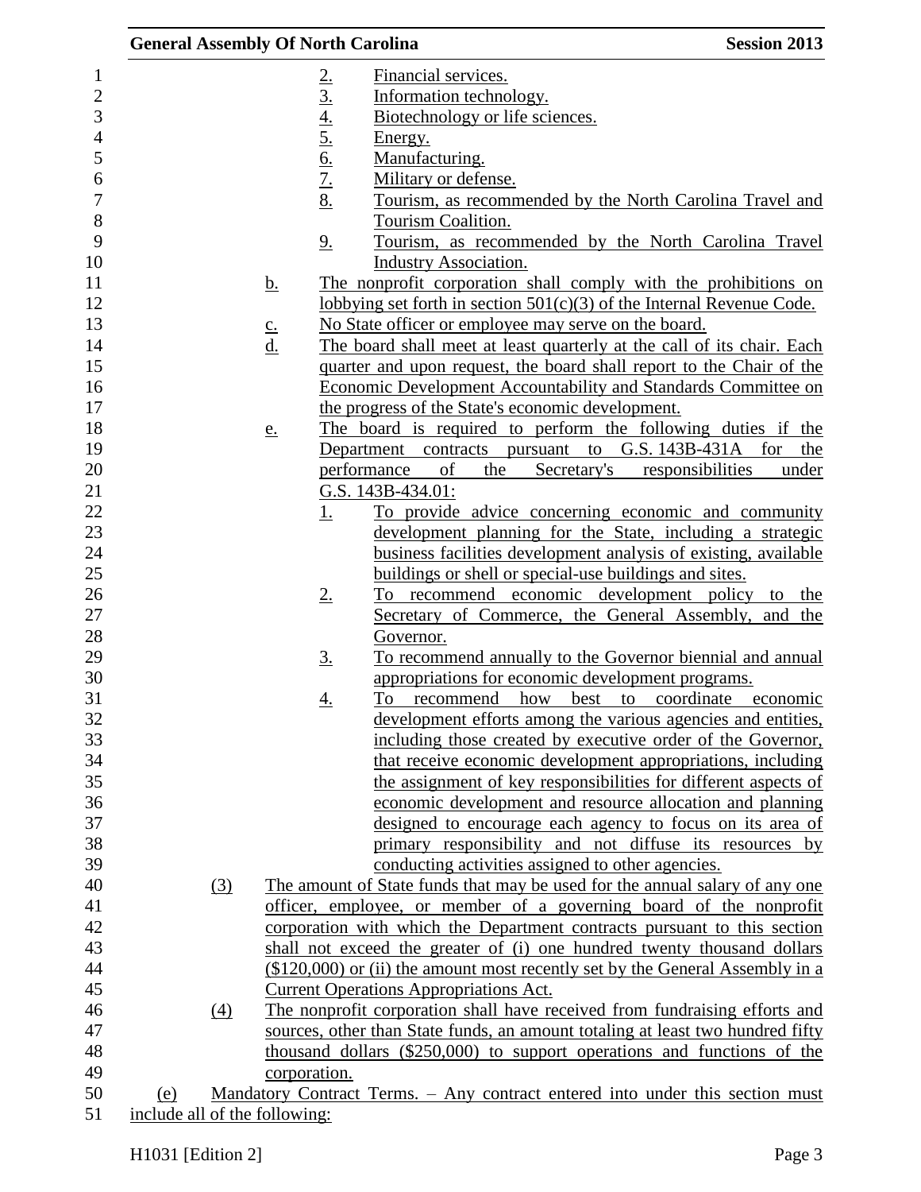2. Financial services.
3. Information technology.
4. Biotechnology or life sciences.
5. Energy.
6. Manufacturing.
7. Military or defense.
8. Tourism, as recommended by the North Carolina Travel and Tourism Coalition.
9. Tourism, as recommended by the North Carolina Travel Industry Association.

b. The nonprofit corporation shall comply with the prohibitions on lobbying set forth in section 501(c)(3) of the Internal Revenue Code.

c. No State officer or employee may serve on the board.

d. The board shall meet at least quarterly at the call of its chair. Each quarter and upon request, the board shall report to the Chair of the Economic Development Accountability and Standards Committee on the progress of the State's economic development.

e. The board is required to perform the following duties if the Department contracts pursuant to G.S. 143B-431A for the performance of the Secretary's responsibilities under G.S. 143B-434.01:

1. To provide advice concerning economic and community development planning for the State, including a strategic business facilities development analysis of existing, available buildings or shell or special-use buildings and sites.
2. To recommend economic development policy to the Secretary of Commerce, the General Assembly, and the Governor.
3. To recommend annually to the Governor biennial and annual appropriations for economic development programs.
4. To recommend how best to coordinate economic development efforts among the various agencies and entities, including those created by executive order of the Governor, that receive economic development appropriations, including the assignment of key responsibilities for different aspects of economic development and resource allocation and planning designed to encourage each agency to focus on its area of primary responsibility and not diffuse its resources by conducting activities assigned to other agencies.

(3) The amount of State funds that may be used for the annual salary of any one officer, employee, or member of a governing board of the nonprofit corporation with which the Department contracts pursuant to this section shall not exceed the greater of (i) one hundred twenty thousand dollars ($120,000) or (ii) the amount most recently set by the General Assembly in a Current Operations Appropriations Act.

(4) The nonprofit corporation shall have received from fundraising efforts and sources, other than State funds, an amount totaling at least two hundred fifty thousand dollars ($250,000) to support operations and functions of the corporation.

(e) Mandatory Contract Terms. – Any contract entered into under this section must include all of the following: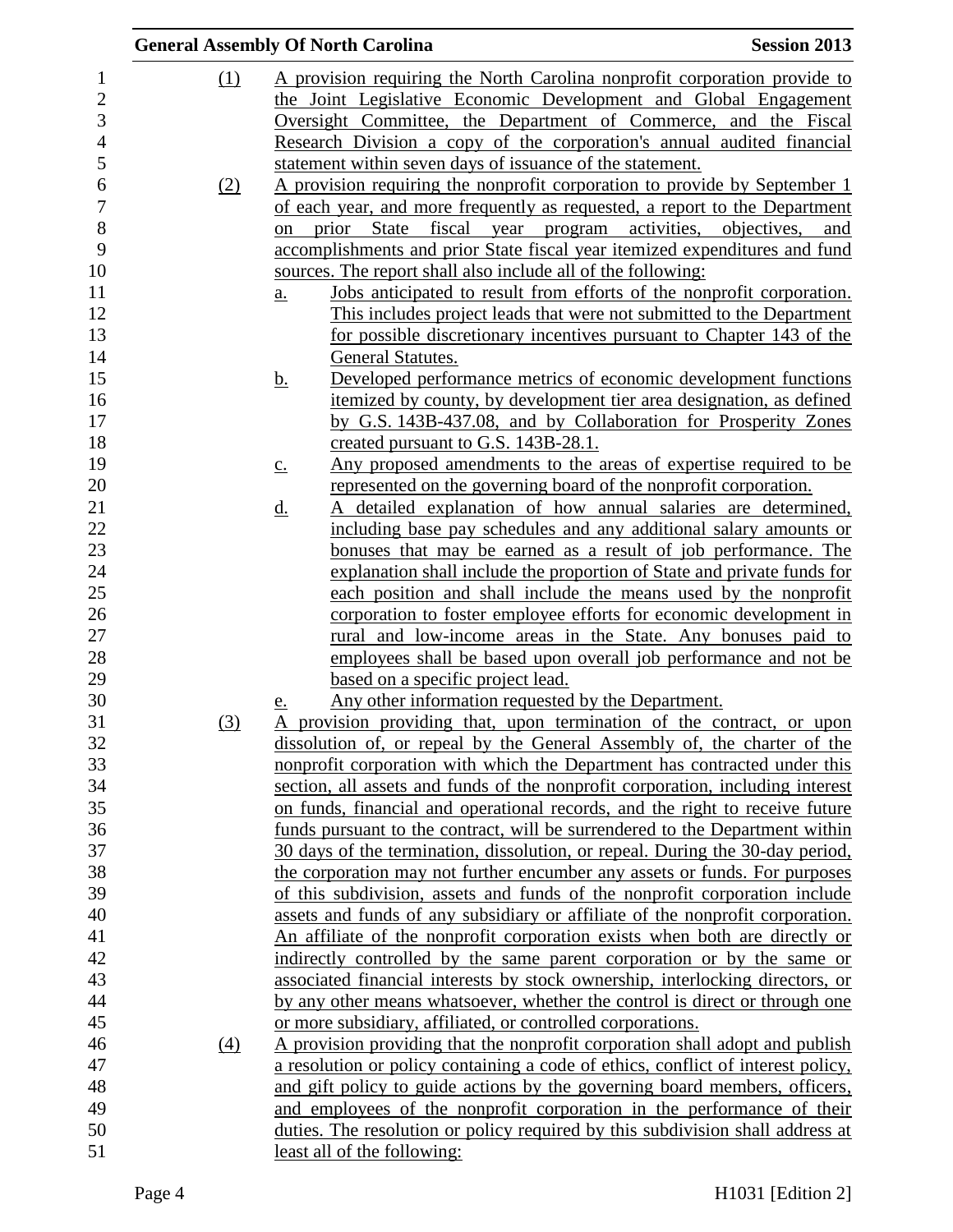(1) A provision requiring the North Carolina nonprofit corporation provide to the Joint Legislative Economic Development and Global Engagement Oversight Committee, the Department of Commerce, and the Fiscal Research Division a copy of the corporation's annual audited financial statement within seven days of issuance of the statement.

(2) A provision requiring the nonprofit corporation to provide by September 1 of each year, and more frequently as requested, a report to the Department on prior State fiscal year program activities, objectives, and accomplishments and prior State fiscal year itemized expenditures and fund sources. The report shall also include all of the following:

a. Jobs anticipated to result from efforts of the nonprofit corporation. This includes project leads that were not submitted to the Department for possible discretionary incentives pursuant to Chapter 143 of the General Statutes.

b. Developed performance metrics of economic development functions itemized by county, by development tier area designation, as defined by G.S. 143B-437.08, and by Collaboration for Prosperity Zones created pursuant to G.S. 143B-28.1.

c. Any proposed amendments to the areas of expertise required to be represented on the governing board of the nonprofit corporation.

d. A detailed explanation of how annual salaries are determined, including base pay schedules and any additional salary amounts or bonuses that may be earned as a result of job performance. The explanation shall include the proportion of State and private funds for each position and shall include the means used by the nonprofit corporation to foster employee efforts for economic development in rural and low-income areas in the State. Any bonuses paid to employees shall be based upon overall job performance and not be based on a specific project lead.

e. Any other information requested by the Department.

(3) A provision providing that, upon termination of the contract, or upon dissolution of, or repeal by the General Assembly of, the charter of the nonprofit corporation with which the Department has contracted under this section, all assets and funds of the nonprofit corporation, including interest on funds, financial and operational records, and the right to receive future funds pursuant to the contract, will be surrendered to the Department within 30 days of the termination, dissolution, or repeal. During the 30-day period, the corporation may not further encumber any assets or funds. For purposes of this subdivision, assets and funds of the nonprofit corporation include assets and funds of any subsidiary or affiliate of the nonprofit corporation. An affiliate of the nonprofit corporation exists when both are directly or indirectly controlled by the same parent corporation or by the same or associated financial interests by stock ownership, interlocking directors, or by any other means whatsoever, whether the control is direct or through one or more subsidiary, affiliated, or controlled corporations.

(4) A provision providing that the nonprofit corporation shall adopt and publish a resolution or policy containing a code of ethics, conflict of interest policy, and gift policy to guide actions by the governing board members, officers, and employees of the nonprofit corporation in the performance of their duties. The resolution or policy required by this subdivision shall address at least all of the following: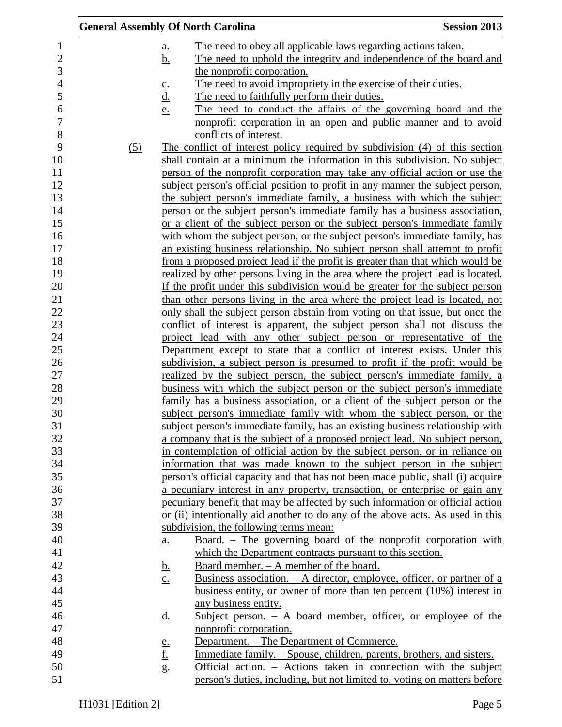a. The need to obey all applicable laws regarding actions taken.
b. The need to uphold the integrity and independence of the board and the nonprofit corporation.
c. The need to avoid impropriety in the exercise of their duties.
d. The need to faithfully perform their duties.
e. The need to conduct the affairs of the governing board and the nonprofit corporation in an open and public manner and to avoid conflicts of interest.

(5) The conflict of interest policy required by subdivision (4) of this section shall contain at a minimum the information in this subdivision. No subject person of the nonprofit corporation may take any official action or use the subject person's official position to profit in any manner the subject person, the subject person's immediate family, a business with which the subject person or the subject person's immediate family has a business association, or a client of the subject person or the subject person's immediate family with whom the subject person, or the subject person's immediate family, has an existing business relationship. No subject person shall attempt to profit from a proposed project lead if the profit is greater than that which would be realized by other persons living in the area where the project lead is located. If the profit under this subdivision would be greater for the subject person than other persons living in the area where the project lead is located, not only shall the subject person abstain from voting on that issue, but once the conflict of interest is apparent, the subject person shall not discuss the project lead with any other subject person or representative of the Department except to state that a conflict of interest exists. Under this subdivision, a subject person is presumed to profit if the profit would be realized by the subject person, the subject person's immediate family, a business with which the subject person or the subject person's immediate family has a business association, or a client of the subject person or the subject person's immediate family with whom the subject person, or the subject person's immediate family, has an existing business relationship with a company that is the subject of a proposed project lead. No subject person, in contemplation of official action by the subject person, or in reliance on information that was made known to the subject person in the subject person's official capacity and that has not been made public, shall (i) acquire a pecuniary interest in any property, transaction, or enterprise or gain any pecuniary benefit that may be affected by such information or official action or (ii) intentionally aid another to do any of the above acts. As used in this subdivision, the following terms mean:

a. Board. – The governing board of the nonprofit corporation with which the Department contracts pursuant to this section.
b. Board member. – A member of the board.
c. Business association. – A director, employee, officer, or partner of a business entity, or owner of more than ten percent (10%) interest in any business entity.
d. Subject person. – A board member, officer, or employee of the nonprofit corporation.
e. Department. – The Department of Commerce.
f. Immediate family. – Spouse, children, parents, brothers, and sisters.
g. Official action. – Actions taken in connection with the subject person's duties, including, but not limited to, voting on matters before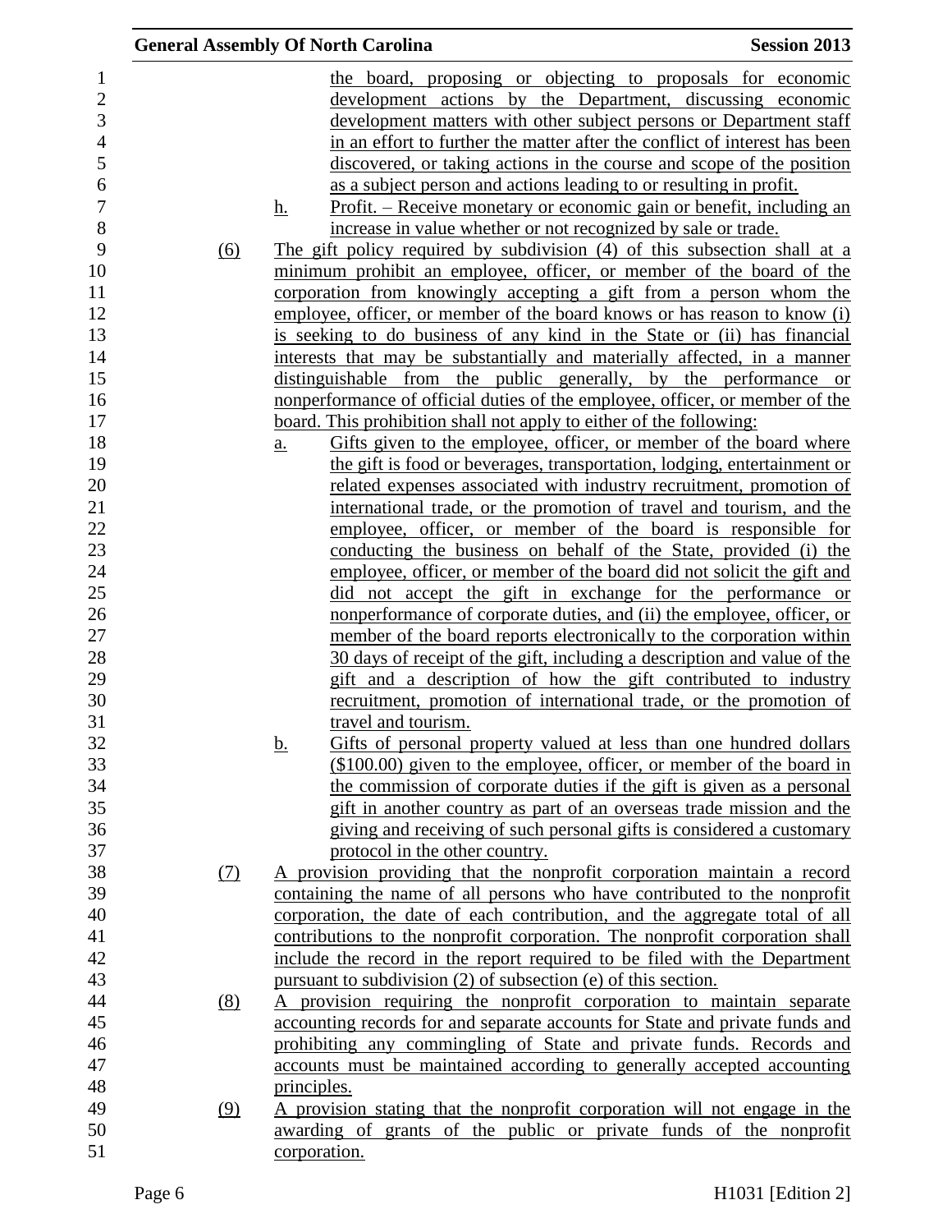the board, proposing or objecting to proposals for economic development actions by the Department, discussing economic development matters with other subject persons or Department staff in an effort to further the matter after the conflict of interest has been discovered, or taking actions in the course and scope of the position as a subject person and actions leading to or resulting in profit.

h. Profit. – Receive monetary or economic gain or benefit, including an increase in value whether or not recognized by sale or trade.

(6) The gift policy required by subdivision (4) of this subsection shall at a minimum prohibit an employee, officer, or member of the board of the corporation from knowingly accepting a gift from a person whom the employee, officer, or member of the board knows or has reason to know (i) is seeking to do business of any kind in the State or (ii) has financial interests that may be substantially and materially affected, in a manner distinguishable from the public generally, by the performance or nonperformance of official duties of the employee, officer, or member of the board. This prohibition shall not apply to either of the following:

a. Gifts given to the employee, officer, or member of the board where the gift is food or beverages, transportation, lodging, entertainment or related expenses associated with industry recruitment, promotion of international trade, or the promotion of travel and tourism, and the employee, officer, or member of the board is responsible for conducting the business on behalf of the State, provided (i) the employee, officer, or member of the board did not solicit the gift and did not accept the gift in exchange for the performance or nonperformance of corporate duties, and (ii) the employee, officer, or member of the board reports electronically to the corporation within 30 days of receipt of the gift, including a description and value of the gift and a description of how the gift contributed to industry recruitment, promotion of international trade, or the promotion of travel and tourism.

b. Gifts of personal property valued at less than one hundred dollars ($100.00) given to the employee, officer, or member of the board in the commission of corporate duties if the gift is given as a personal gift in another country as part of an overseas trade mission and the giving and receiving of such personal gifts is considered a customary protocol in the other country.

(7) A provision providing that the nonprofit corporation maintain a record containing the name of all persons who have contributed to the nonprofit corporation, the date of each contribution, and the aggregate total of all contributions to the nonprofit corporation. The nonprofit corporation shall include the record in the report required to be filed with the Department pursuant to subdivision (2) of subsection (e) of this section.

(8) A provision requiring the nonprofit corporation to maintain separate accounting records for and separate accounts for State and private funds and prohibiting any commingling of State and private funds. Records and accounts must be maintained according to generally accepted accounting principles.

(9) A provision stating that the nonprofit corporation will not engage in the awarding of grants of the public or private funds of the nonprofit corporation.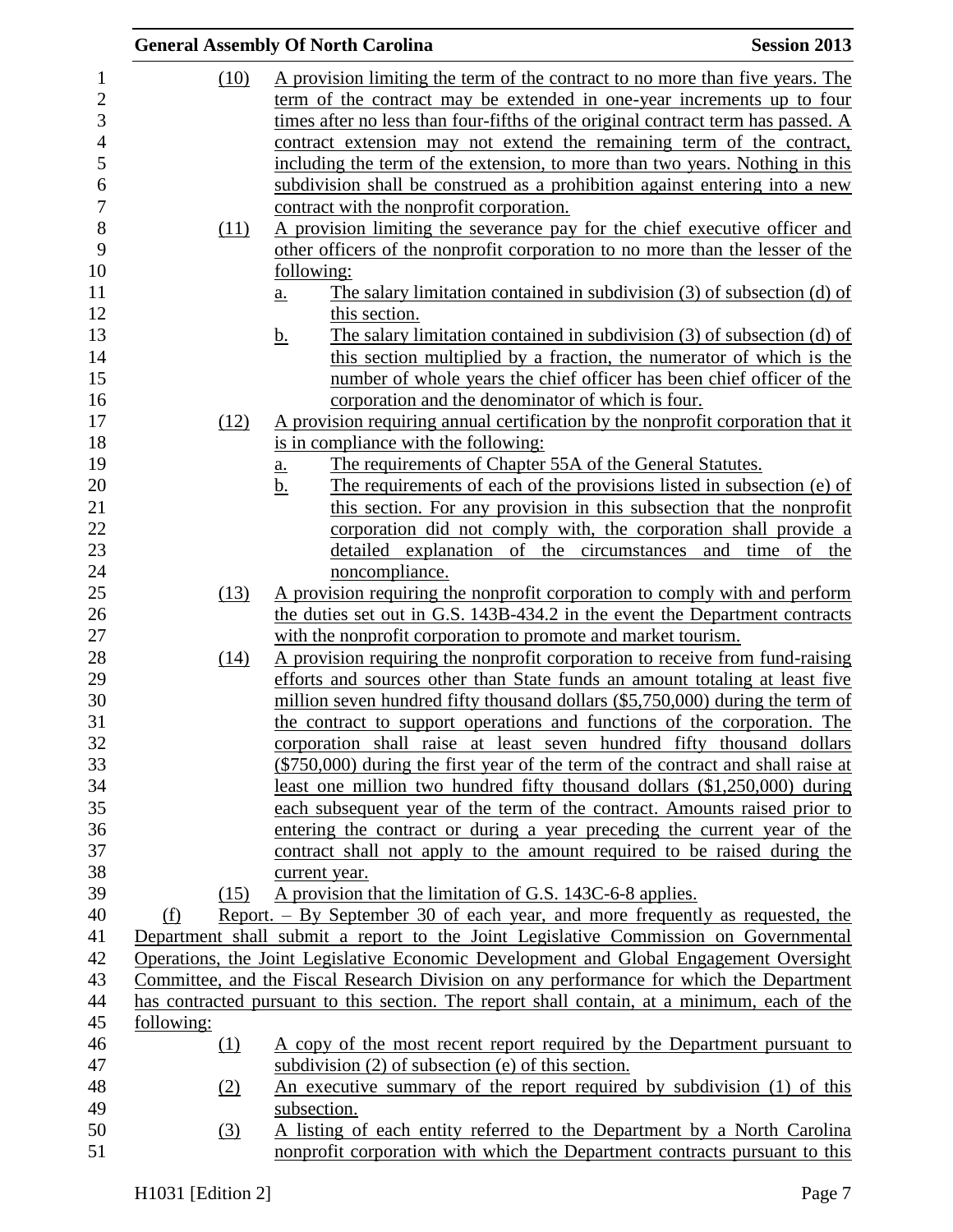(10) A provision limiting the term of the contract to no more than five years. The term of the contract may be extended in one-year increments up to four times after no less than four-fifths of the original contract term has passed. A contract extension may not extend the remaining term of the contract, including the term of the extension, to more than two years. Nothing in this subdivision shall be construed as a prohibition against entering into a new contract with the nonprofit corporation.

(11) A provision limiting the severance pay for the chief executive officer and other officers of the nonprofit corporation to no more than the lesser of the following:

a. The salary limitation contained in subdivision (3) of subsection (d) of this section.

b. The salary limitation contained in subdivision (3) of subsection (d) of this section multiplied by a fraction, the numerator of which is the number of whole years the chief officer has been chief officer of the corporation and the denominator of which is four.

(12) A provision requiring annual certification by the nonprofit corporation that it is in compliance with the following:

a. The requirements of Chapter 55A of the General Statutes.

b. The requirements of each of the provisions listed in subsection (e) of this section. For any provision in this subsection that the nonprofit corporation did not comply with, the corporation shall provide a detailed explanation of the circumstances and time of the noncompliance.

(13) A provision requiring the nonprofit corporation to comply with and perform the duties set out in G.S. 143B-434.2 in the event the Department contracts with the nonprofit corporation to promote and market tourism.

(14) A provision requiring the nonprofit corporation to receive from fund-raising efforts and sources other than State funds an amount totaling at least five million seven hundred fifty thousand dollars ($5,750,000) during the term of the contract to support operations and functions of the corporation. The corporation shall raise at least seven hundred fifty thousand dollars ($750,000) during the first year of the term of the contract and shall raise at least one million two hundred fifty thousand dollars ($1,250,000) during each subsequent year of the term of the contract. Amounts raised prior to entering the contract or during a year preceding the current year of the contract shall not apply to the amount required to be raised during the current year.

(15) A provision that the limitation of G.S. 143C-6-8 applies.

(f) Report. – By September 30 of each year, and more frequently as requested, the Department shall submit a report to the Joint Legislative Commission on Governmental Operations, the Joint Legislative Economic Development and Global Engagement Oversight Committee, and the Fiscal Research Division on any performance for which the Department has contracted pursuant to this section. The report shall contain, at a minimum, each of the following:

(1) A copy of the most recent report required by the Department pursuant to subdivision (2) of subsection (e) of this section.

(2) An executive summary of the report required by subdivision (1) of this subsection.

(3) A listing of each entity referred to the Department by a North Carolina nonprofit corporation with which the Department contracts pursuant to this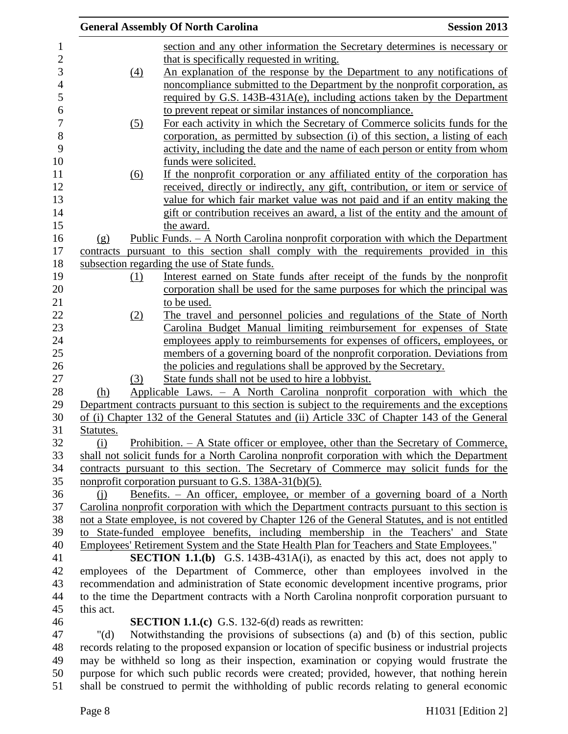section and any other information the Secretary determines is necessary or that is specifically requested in writing.

(4) An explanation of the response by the Department to any notifications of noncompliance submitted to the Department by the nonprofit corporation, as required by G.S. 143B-431A(e), including actions taken by the Department to prevent repeat or similar instances of noncompliance.

(5) For each activity in which the Secretary of Commerce solicits funds for the corporation, as permitted by subsection (i) of this section, a listing of each activity, including the date and the name of each person or entity from whom funds were solicited.

(6) If the nonprofit corporation or any affiliated entity of the corporation has received, directly or indirectly, any gift, contribution, or item or service of value for which fair market value was not paid and if an entity making the gift or contribution receives an award, a list of the entity and the amount of the award.

(g) Public Funds. – A North Carolina nonprofit corporation with which the Department contracts pursuant to this section shall comply with the requirements provided in this subsection regarding the use of State funds.

(1) Interest earned on State funds after receipt of the funds by the nonprofit corporation shall be used for the same purposes for which the principal was to be used.

(2) The travel and personnel policies and regulations of the State of North Carolina Budget Manual limiting reimbursement for expenses of State employees apply to reimbursements for expenses of officers, employees, or members of a governing board of the nonprofit corporation. Deviations from the policies and regulations shall be approved by the Secretary.

(3) State funds shall not be used to hire a lobbyist.

(h) Applicable Laws. – A North Carolina nonprofit corporation with which the Department contracts pursuant to this section is subject to the requirements and the exceptions of (i) Chapter 132 of the General Statutes and (ii) Article 33C of Chapter 143 of the General Statutes.

(i) Prohibition. – A State officer or employee, other than the Secretary of Commerce, shall not solicit funds for a North Carolina nonprofit corporation with which the Department contracts pursuant to this section. The Secretary of Commerce may solicit funds for the nonprofit corporation pursuant to G.S. 138A-31(b)(5).

(j) Benefits. – An officer, employee, or member of a governing board of a North Carolina nonprofit corporation with which the Department contracts pursuant to this section is not a State employee, is not covered by Chapter 126 of the General Statutes, and is not entitled to State-funded employee benefits, including membership in the Teachers' and State Employees' Retirement System and the State Health Plan for Teachers and State Employees."

**SECTION 1.1.(b)** G.S. 143B-431A(i), as enacted by this act, does not apply to employees of the Department of Commerce, other than employees involved in the recommendation and administration of State economic development incentive programs, prior to the time the Department contracts with a North Carolina nonprofit corporation pursuant to this act.

**SECTION 1.1.(c)** G.S. 132-6(d) reads as rewritten:

"(d) Notwithstanding the provisions of subsections (a) and (b) of this section, public records relating to the proposed expansion or location of specific business or industrial projects may be withheld so long as their inspection, examination or copying would frustrate the purpose for which such public records were created; provided, however, that nothing herein shall be construed to permit the withholding of public records relating to general economic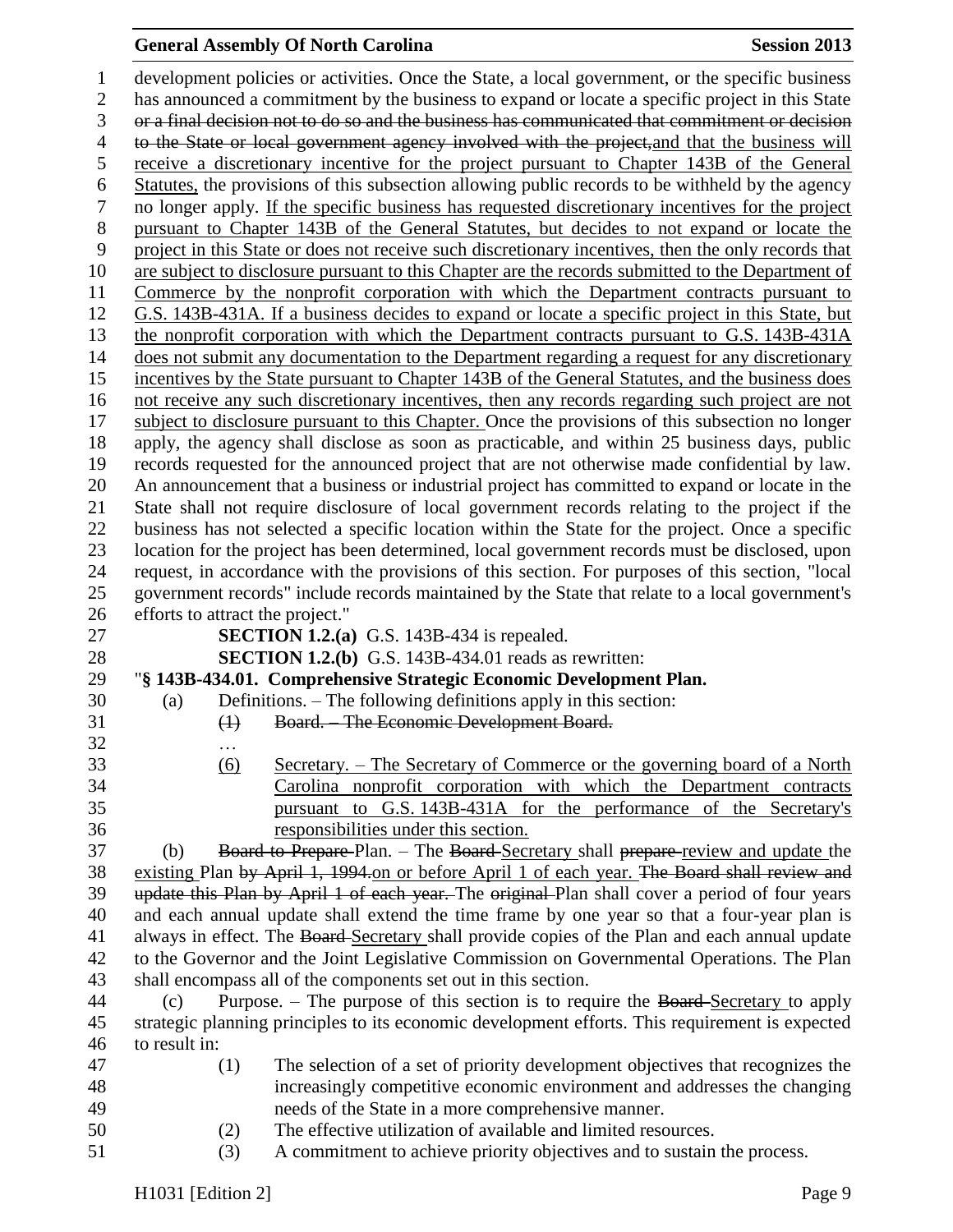development policies or activities. Once the State, a local government, or the specific business has announced a commitment by the business to expand or locate a specific project in this State ~~or a final decision not to do so and the business has communicated that commitment or decision to the State or local government agency involved with the project,~~<u>and that the business will receive a discretionary incentive for the project pursuant to Chapter 143B of the General Statutes,</u> the provisions of this subsection allowing public records to be withheld by the agency no longer apply. <u>If the specific business has requested discretionary incentives for the project pursuant to Chapter 143B of the General Statutes, but decides to not expand or locate the project in this State or does not receive such discretionary incentives, then the only records that are subject to disclosure pursuant to this Chapter are the records submitted to the Department of Commerce by the nonprofit corporation with which the Department contracts pursuant to G.S. 143B-431A. If a business decides to expand or locate a specific project in this State, but the nonprofit corporation with which the Department contracts pursuant to G.S. 143B-431A does not submit any documentation to the Department regarding a request for any discretionary incentives by the State pursuant to Chapter 143B of the General Statutes, and the business does not receive any such discretionary incentives, then any records regarding such project are not subject to disclosure pursuant to this Chapter.</u> Once the provisions of this subsection no longer apply, the agency shall disclose as soon as practicable, and within 25 business days, public records requested for the announced project that are not otherwise made confidential by law. An announcement that a business or industrial project has committed to expand or locate in the State shall not require disclosure of local government records relating to the project if the business has not selected a specific location within the State for the project. Once a specific location for the project has been determined, local government records must be disclosed, upon request, in accordance with the provisions of this section. For purposes of this section, "local government records" include records maintained by the State that relate to a local government's efforts to attract the project."

**SECTION 1.2.(a)** G.S. 143B-434 is repealed.

**SECTION 1.2.(b)** G.S. 143B-434.01 reads as rewritten:

"**§ 143B-434.01. Comprehensive Strategic Economic Development Plan.**

(a) Definitions. – The following definitions apply in this section:

~~(1) Board. – The Economic Development Board.~~

…

<u>(6) Secretary. – The Secretary of Commerce or the governing board of a North Carolina nonprofit corporation with which the Department contracts pursuant to G.S. 143B-431A for the performance of the Secretary's responsibilities under this section.</u>

(b) ~~Board to Prepare~~ Plan. – The ~~Board~~ <u>Secretary</u> shall ~~prepare~~ <u>review and update</u> the <u>existing</u> Plan ~~by April 1, 1994.~~<u>on or before April 1 of each year.</u> ~~The Board shall review and update this Plan by April 1 of each year.~~ The ~~original~~ Plan shall cover a period of four years and each annual update shall extend the time frame by one year so that a four-year plan is always in effect. The ~~Board~~ <u>Secretary</u> shall provide copies of the Plan and each annual update to the Governor and the Joint Legislative Commission on Governmental Operations. The Plan shall encompass all of the components set out in this section.

(c) Purpose. – The purpose of this section is to require the ~~Board~~ <u>Secretary</u> to apply strategic planning principles to its economic development efforts. This requirement is expected to result in:

(1) The selection of a set of priority development objectives that recognizes the increasingly competitive economic environment and addresses the changing needs of the State in a more comprehensive manner.

(2) The effective utilization of available and limited resources.

(3) A commitment to achieve priority objectives and to sustain the process.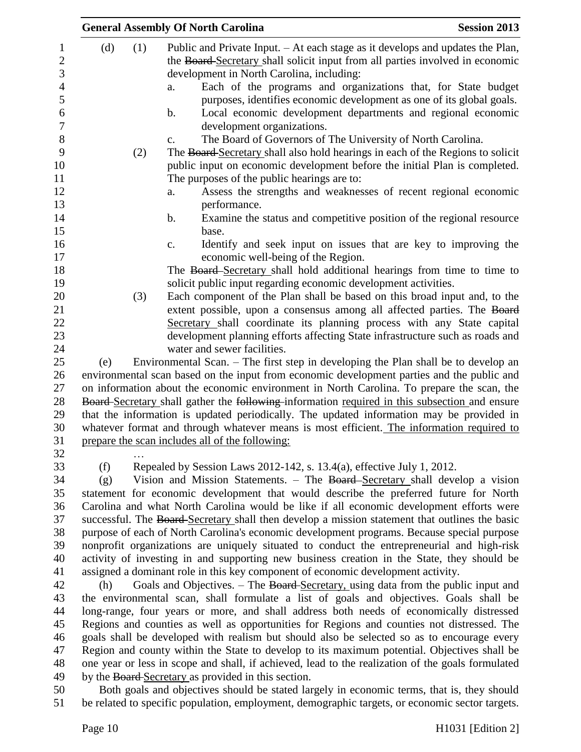(d) (1) Public and Private Input. – At each stage as it develops and updates the Plan, the ~~Board~~ Secretary shall solicit input from all parties involved in economic development in North Carolina, including:

a. Each of the programs and organizations that, for State budget purposes, identifies economic development as one of its global goals.

b. Local economic development departments and regional economic development organizations.

c. The Board of Governors of The University of North Carolina.

(2) The ~~Board~~ Secretary shall also hold hearings in each of the Regions to solicit public input on economic development before the initial Plan is completed. The purposes of the public hearings are to:

a. Assess the strengths and weaknesses of recent regional economic performance.

b. Examine the status and competitive position of the regional resource base.

c. Identify and seek input on issues that are key to improving the economic well-being of the Region.

The ~~Board~~ Secretary shall hold additional hearings from time to time to solicit public input regarding economic development activities.

(3) Each component of the Plan shall be based on this broad input and, to the extent possible, upon a consensus among all affected parties. The ~~Board~~ Secretary shall coordinate its planning process with any State capital development planning efforts affecting State infrastructure such as roads and water and sewer facilities.

(e) Environmental Scan. – The first step in developing the Plan shall be to develop an environmental scan based on the input from economic development parties and the public and on information about the economic environment in North Carolina. To prepare the scan, the ~~Board~~ Secretary shall gather the ~~following~~ information required in this subsection and ensure that the information is updated periodically. The updated information may be provided in whatever format and through whatever means is most efficient. The information required to prepare the scan includes all of the following:

…

(f) Repealed by Session Laws 2012-142, s. 13.4(a), effective July 1, 2012.

(g) Vision and Mission Statements. – The ~~Board~~ Secretary shall develop a vision statement for economic development that would describe the preferred future for North Carolina and what North Carolina would be like if all economic development efforts were successful. The ~~Board~~ Secretary shall then develop a mission statement that outlines the basic purpose of each of North Carolina's economic development programs. Because special purpose nonprofit organizations are uniquely situated to conduct the entrepreneurial and high-risk activity of investing in and supporting new business creation in the State, they should be assigned a dominant role in this key component of economic development activity.

(h) Goals and Objectives. – The ~~Board~~ Secretary, using data from the public input and the environmental scan, shall formulate a list of goals and objectives. Goals shall be long-range, four years or more, and shall address both needs of economically distressed Regions and counties as well as opportunities for Regions and counties not distressed. The goals shall be developed with realism but should also be selected so as to encourage every Region and county within the State to develop to its maximum potential. Objectives shall be one year or less in scope and shall, if achieved, lead to the realization of the goals formulated by the ~~Board~~ Secretary as provided in this section.

Both goals and objectives should be stated largely in economic terms, that is, they should be related to specific population, employment, demographic targets, or economic sector targets.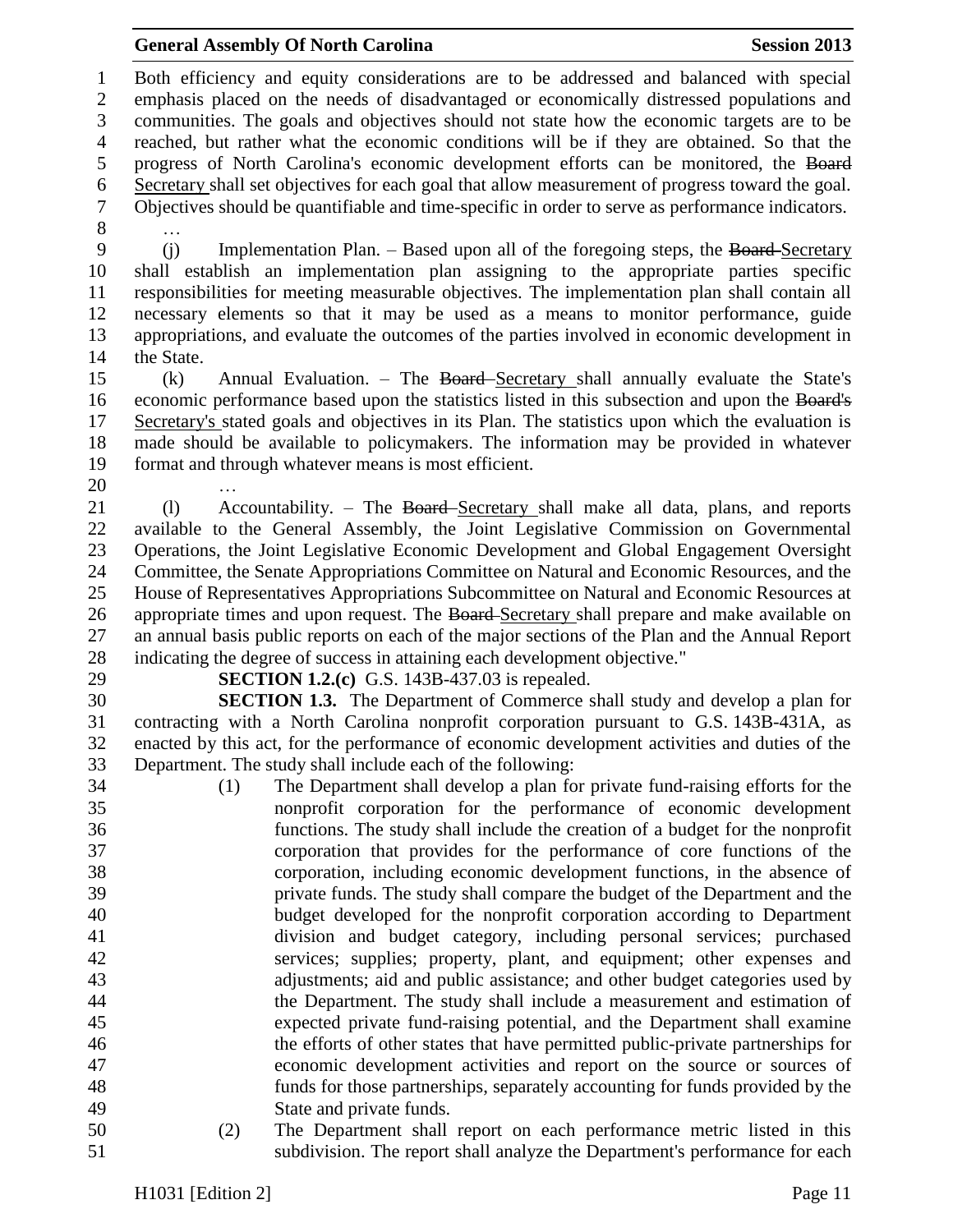Both efficiency and equity considerations are to be addressed and balanced with special emphasis placed on the needs of disadvantaged or economically distressed populations and communities. The goals and objectives should not state how the economic targets are to be reached, but rather what the economic conditions will be if they are obtained. So that the progress of North Carolina's economic development efforts can be monitored, the ~~Board~~ Secretary shall set objectives for each goal that allow measurement of progress toward the goal. Objectives should be quantifiable and time-specific in order to serve as performance indicators.

…

(j) Implementation Plan. – Based upon all of the foregoing steps, the ~~Board~~ Secretary shall establish an implementation plan assigning to the appropriate parties specific responsibilities for meeting measurable objectives. The implementation plan shall contain all necessary elements so that it may be used as a means to monitor performance, guide appropriations, and evaluate the outcomes of the parties involved in economic development in the State.

(k) Annual Evaluation. – The ~~Board~~ Secretary shall annually evaluate the State's economic performance based upon the statistics listed in this subsection and upon the ~~Board's~~ Secretary's stated goals and objectives in its Plan. The statistics upon which the evaluation is made should be available to policymakers. The information may be provided in whatever format and through whatever means is most efficient.

…

(l) Accountability. – The ~~Board~~ Secretary shall make all data, plans, and reports available to the General Assembly, the Joint Legislative Commission on Governmental Operations, the Joint Legislative Economic Development and Global Engagement Oversight Committee, the Senate Appropriations Committee on Natural and Economic Resources, and the House of Representatives Appropriations Subcommittee on Natural and Economic Resources at appropriate times and upon request. The ~~Board~~ Secretary shall prepare and make available on an annual basis public reports on each of the major sections of the Plan and the Annual Report indicating the degree of success in attaining each development objective."

**SECTION 1.2.(c)** G.S. 143B-437.03 is repealed.

**SECTION 1.3.** The Department of Commerce shall study and develop a plan for contracting with a North Carolina nonprofit corporation pursuant to G.S. 143B-431A, as enacted by this act, for the performance of economic development activities and duties of the Department. The study shall include each of the following:

(1) The Department shall develop a plan for private fund-raising efforts for the nonprofit corporation for the performance of economic development functions. The study shall include the creation of a budget for the nonprofit corporation that provides for the performance of core functions of the corporation, including economic development functions, in the absence of private funds. The study shall compare the budget of the Department and the budget developed for the nonprofit corporation according to Department division and budget category, including personal services; purchased services; supplies; property, plant, and equipment; other expenses and adjustments; aid and public assistance; and other budget categories used by the Department. The study shall include a measurement and estimation of expected private fund-raising potential, and the Department shall examine the efforts of other states that have permitted public-private partnerships for economic development activities and report on the source or sources of funds for those partnerships, separately accounting for funds provided by the State and private funds.

(2) The Department shall report on each performance metric listed in this subdivision. The report shall analyze the Department's performance for each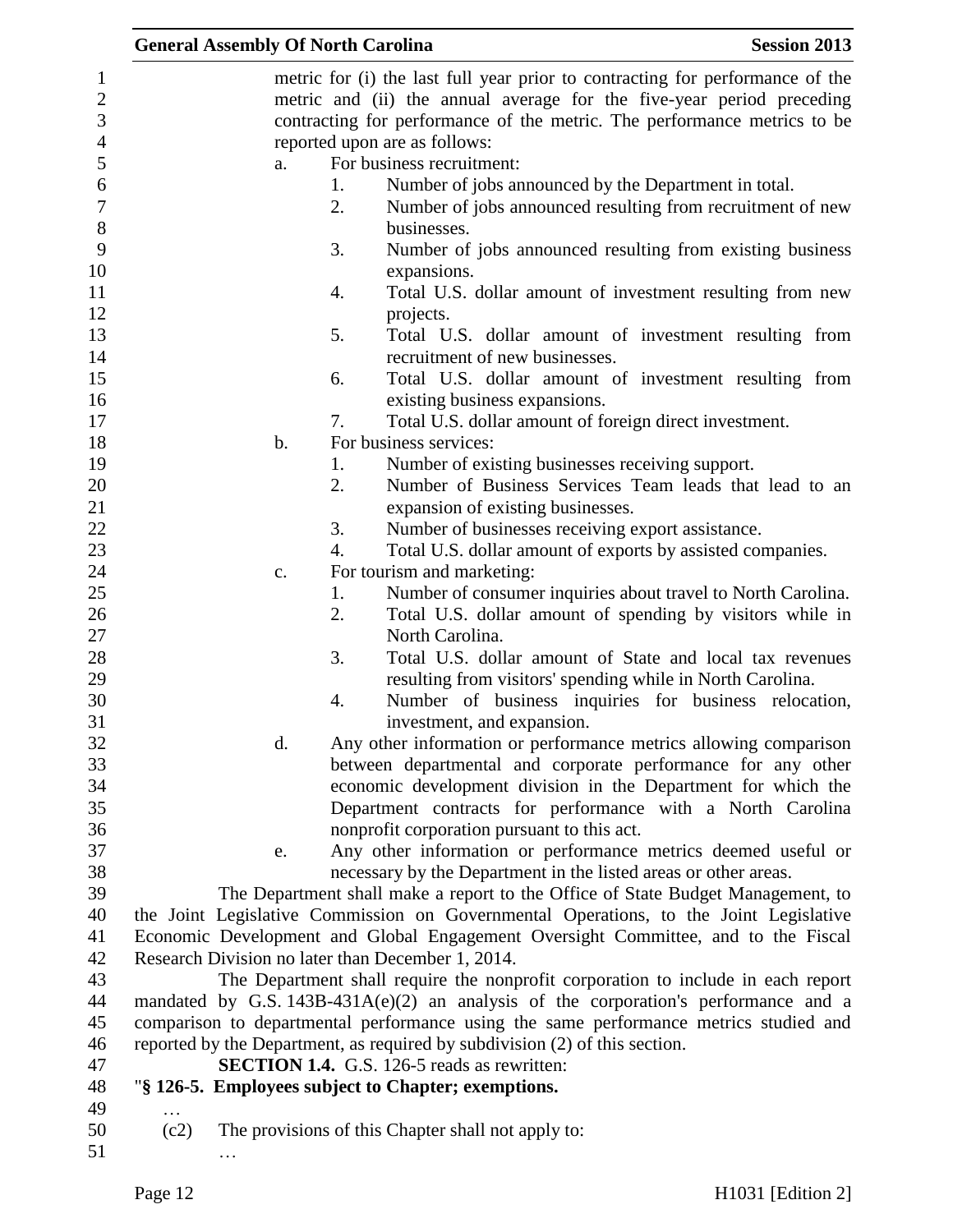metric for (i) the last full year prior to contracting for performance of the metric and (ii) the annual average for the five-year period preceding contracting for performance of the metric. The performance metrics to be reported upon are as follows:

a. For business recruitment:
   1. Number of jobs announced by the Department in total.
   2. Number of jobs announced resulting from recruitment of new businesses.
   3. Number of jobs announced resulting from existing business expansions.
   4. Total U.S. dollar amount of investment resulting from new projects.
   5. Total U.S. dollar amount of investment resulting from recruitment of new businesses.
   6. Total U.S. dollar amount of investment resulting from existing business expansions.
   7. Total U.S. dollar amount of foreign direct investment.
b. For business services:
   1. Number of existing businesses receiving support.
   2. Number of Business Services Team leads that lead to an expansion of existing businesses.
   3. Number of businesses receiving export assistance.
   4. Total U.S. dollar amount of exports by assisted companies.
c. For tourism and marketing:
   1. Number of consumer inquiries about travel to North Carolina.
   2. Total U.S. dollar amount of spending by visitors while in North Carolina.
   3. Total U.S. dollar amount of State and local tax revenues resulting from visitors' spending while in North Carolina.
   4. Number of business inquiries for business relocation, investment, and expansion.
d. Any other information or performance metrics allowing comparison between departmental and corporate performance for any other economic development division in the Department for which the Department contracts for performance with a North Carolina nonprofit corporation pursuant to this act.
e. Any other information or performance metrics deemed useful or necessary by the Department in the listed areas or other areas.

The Department shall make a report to the Office of State Budget Management, to the Joint Legislative Commission on Governmental Operations, to the Joint Legislative Economic Development and Global Engagement Oversight Committee, and to the Fiscal Research Division no later than December 1, 2014.

The Department shall require the nonprofit corporation to include in each report mandated by G.S. 143B-431A(e)(2) an analysis of the corporation's performance and a comparison to departmental performance using the same performance metrics studied and reported by the Department, as required by subdivision (2) of this section.

**SECTION 1.4.** G.S. 126-5 reads as rewritten:

"**§ 126-5. Employees subject to Chapter; exemptions.**

…

(c2) The provisions of this Chapter shall not apply to:

…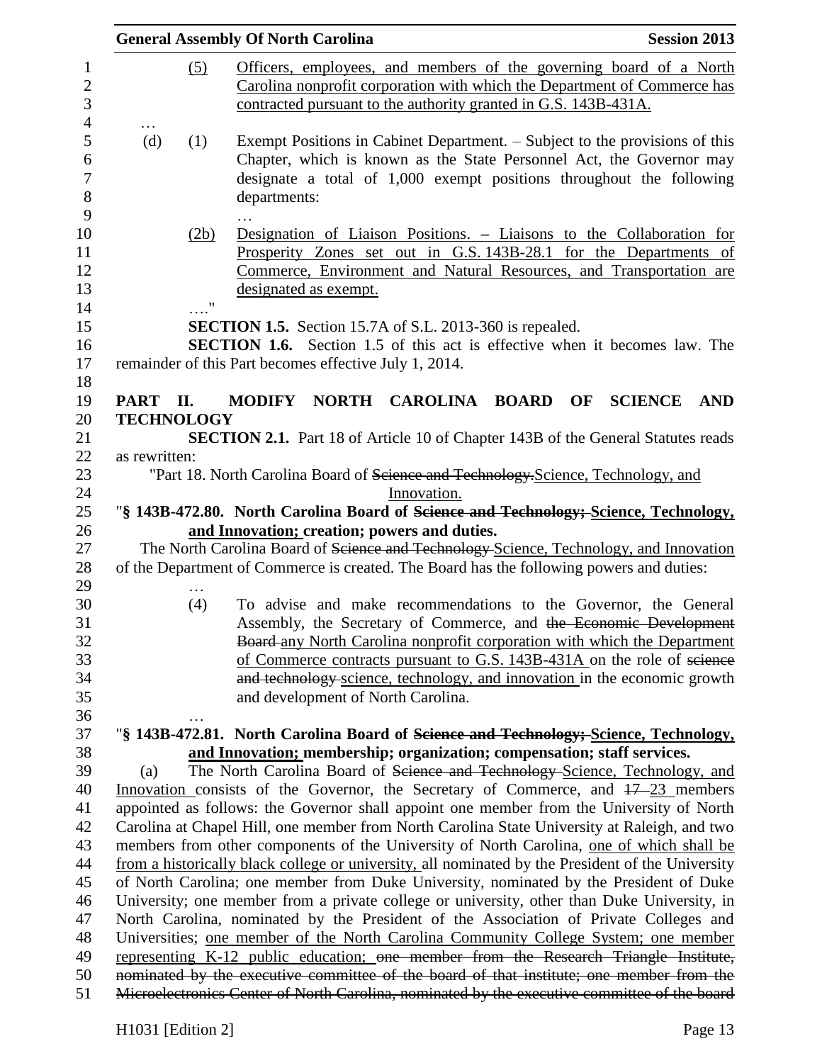(5) Officers, employees, and members of the governing board of a North Carolina nonprofit corporation with which the Department of Commerce has contracted pursuant to the authority granted in G.S. 143B-431A.

…

(d) (1) Exempt Positions in Cabinet Department. – Subject to the provisions of this Chapter, which is known as the State Personnel Act, the Governor may designate a total of 1,000 exempt positions throughout the following departments:

…

(2b) Designation of Liaison Positions. – Liaisons to the Collaboration for Prosperity Zones set out in G.S. 143B-28.1 for the Departments of Commerce, Environment and Natural Resources, and Transportation are designated as exempt.

…."

**SECTION 1.5.** Section 15.7A of S.L. 2013-360 is repealed.

**SECTION 1.6.** Section 1.5 of this act is effective when it becomes law. The remainder of this Part becomes effective July 1, 2014.

**PART II. MODIFY NORTH CAROLINA BOARD OF SCIENCE AND TECHNOLOGY**

**SECTION 2.1.** Part 18 of Article 10 of Chapter 143B of the General Statutes reads as rewritten:

"Part 18. North Carolina Board of ~~Science and Technology.~~Science, Technology, and Innovation.

"**§ 143B-472.80. North Carolina Board of ~~Science and Technology;~~ Science, Technology, and Innovation; creation; powers and duties.**

The North Carolina Board of ~~Science and Technology~~ Science, Technology, and Innovation of the Department of Commerce is created. The Board has the following powers and duties:

…

(4) To advise and make recommendations to the Governor, the General Assembly, the Secretary of Commerce, and ~~the Economic Development Board~~ any North Carolina nonprofit corporation with which the Department of Commerce contracts pursuant to G.S. 143B-431A on the role of ~~science and technology~~ science, technology, and innovation in the economic growth and development of North Carolina.

…

"**§ 143B-472.81. North Carolina Board of ~~Science and Technology;~~ Science, Technology, and Innovation; membership; organization; compensation; staff services.**

(a) The North Carolina Board of ~~Science and Technology~~ Science, Technology, and Innovation consists of the Governor, the Secretary of Commerce, and ~~17~~ 23 members appointed as follows: the Governor shall appoint one member from the University of North Carolina at Chapel Hill, one member from North Carolina State University at Raleigh, and two members from other components of the University of North Carolina, one of which shall be from a historically black college or university, all nominated by the President of the University of North Carolina; one member from Duke University, nominated by the President of Duke University; one member from a private college or university, other than Duke University, in North Carolina, nominated by the President of the Association of Private Colleges and Universities; one member of the North Carolina Community College System; one member representing K-12 public education; ~~one member from the Research Triangle Institute, nominated by the executive committee of the board of that institute; one member from the Microelectronics Center of North Carolina, nominated by the executive committee of the board~~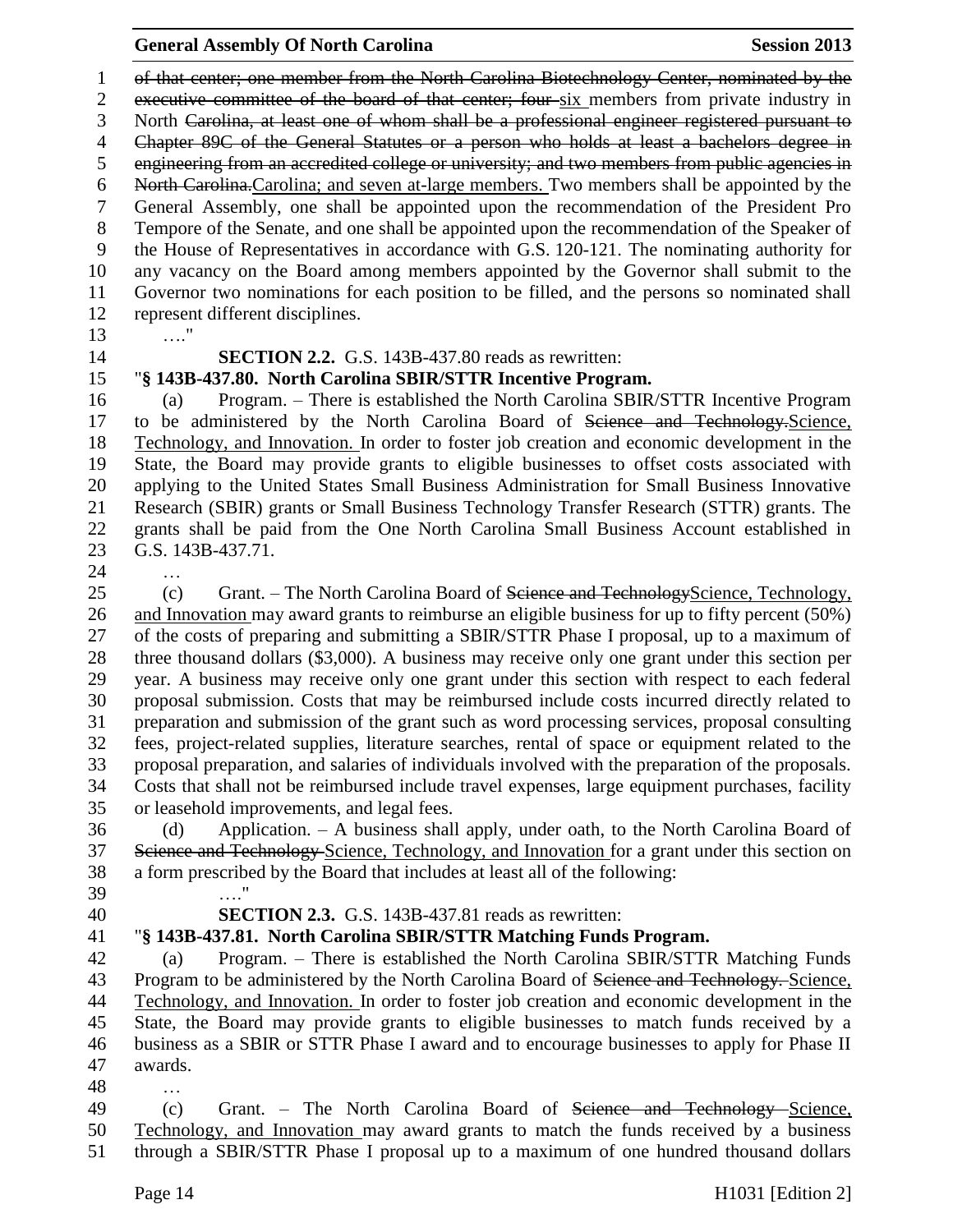of that center; one member from the North Carolina Biotechnology Center, nominated by the executive committee of the board of that center; four six members from private industry in North Carolina, at least one of whom shall be a professional engineer registered pursuant to Chapter 89C of the General Statutes or a person who holds at least a bachelors degree in engineering from an accredited college or university; and two members from public agencies in North Carolina.Carolina; and seven at-large members. Two members shall be appointed by the General Assembly, one shall be appointed upon the recommendation of the President Pro Tempore of the Senate, and one shall be appointed upon the recommendation of the Speaker of the House of Representatives in accordance with G.S. 120-121. The nominating authority for any vacancy on the Board among members appointed by the Governor shall submit to the Governor two nominations for each position to be filled, and the persons so nominated shall represent different disciplines.

…."

**SECTION 2.2.** G.S. 143B-437.80 reads as rewritten:

"**§ 143B-437.80. North Carolina SBIR/STTR Incentive Program.**

(a) Program. – There is established the North Carolina SBIR/STTR Incentive Program to be administered by the North Carolina Board of Science and Technology.Science, Technology, and Innovation. In order to foster job creation and economic development in the State, the Board may provide grants to eligible businesses to offset costs associated with applying to the United States Small Business Administration for Small Business Innovative Research (SBIR) grants or Small Business Technology Transfer Research (STTR) grants. The grants shall be paid from the One North Carolina Small Business Account established in G.S. 143B-437.71.

…

(c) Grant. – The North Carolina Board of Science and TechnologyScience, Technology, and Innovation may award grants to reimburse an eligible business for up to fifty percent (50%) of the costs of preparing and submitting a SBIR/STTR Phase I proposal, up to a maximum of three thousand dollars ($3,000). A business may receive only one grant under this section per year. A business may receive only one grant under this section with respect to each federal proposal submission. Costs that may be reimbursed include costs incurred directly related to preparation and submission of the grant such as word processing services, proposal consulting fees, project-related supplies, literature searches, rental of space or equipment related to the proposal preparation, and salaries of individuals involved with the preparation of the proposals. Costs that shall not be reimbursed include travel expenses, large equipment purchases, facility or leasehold improvements, and legal fees.

(d) Application. – A business shall apply, under oath, to the North Carolina Board of Science and Technology Science, Technology, and Innovation for a grant under this section on a form prescribed by the Board that includes at least all of the following:

…."

**SECTION 2.3.** G.S. 143B-437.81 reads as rewritten:

"**§ 143B-437.81. North Carolina SBIR/STTR Matching Funds Program.**

(a) Program. – There is established the North Carolina SBIR/STTR Matching Funds Program to be administered by the North Carolina Board of Science and Technology. Science, Technology, and Innovation. In order to foster job creation and economic development in the State, the Board may provide grants to eligible businesses to match funds received by a business as a SBIR or STTR Phase I award and to encourage businesses to apply for Phase II awards.

…

(c) Grant. – The North Carolina Board of Science and Technology Science, Technology, and Innovation may award grants to match the funds received by a business through a SBIR/STTR Phase I proposal up to a maximum of one hundred thousand dollars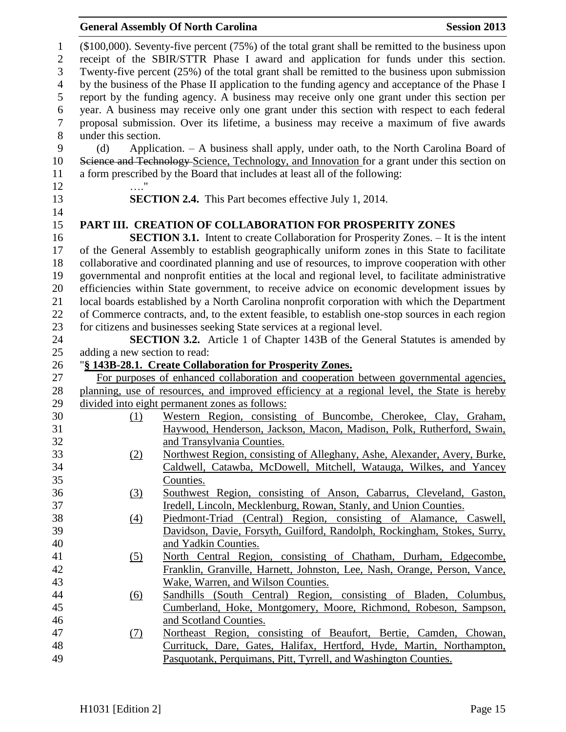($100,000). Seventy-five percent (75%) of the total grant shall be remitted to the business upon receipt of the SBIR/STTR Phase I award and application for funds under this section. Twenty-five percent (25%) of the total grant shall be remitted to the business upon submission by the business of the Phase II application to the funding agency and acceptance of the Phase I report by the funding agency. A business may receive only one grant under this section per year. A business may receive only one grant under this section with respect to each federal proposal submission. Over its lifetime, a business may receive a maximum of five awards under this section.

(d) Application. – A business shall apply, under oath, to the North Carolina Board of ~~Science and Technology~~ Science, Technology, and Innovation for a grant under this section on a form prescribed by the Board that includes at least all of the following:

…."

**SECTION 2.4.** This Part becomes effective July 1, 2014.

**PART III. CREATION OF COLLABORATION FOR PROSPERITY ZONES**

**SECTION 3.1.** Intent to create Collaboration for Prosperity Zones. – It is the intent of the General Assembly to establish geographically uniform zones in this State to facilitate collaborative and coordinated planning and use of resources, to improve cooperation with other governmental and nonprofit entities at the local and regional level, to facilitate administrative efficiencies within State government, to receive advice on economic development issues by local boards established by a North Carolina nonprofit corporation with which the Department of Commerce contracts, and, to the extent feasible, to establish one-stop sources in each region for citizens and businesses seeking State services at a regional level.

**SECTION 3.2.** Article 1 of Chapter 143B of the General Statutes is amended by adding a new section to read:

"**§ 143B-28.1. Create Collaboration for Prosperity Zones.**

For purposes of enhanced collaboration and cooperation between governmental agencies, planning, use of resources, and improved efficiency at a regional level, the State is hereby divided into eight permanent zones as follows:

(1) Western Region, consisting of Buncombe, Cherokee, Clay, Graham, Haywood, Henderson, Jackson, Macon, Madison, Polk, Rutherford, Swain, and Transylvania Counties.

(2) Northwest Region, consisting of Alleghany, Ashe, Alexander, Avery, Burke, Caldwell, Catawba, McDowell, Mitchell, Watauga, Wilkes, and Yancey Counties.

(3) Southwest Region, consisting of Anson, Cabarrus, Cleveland, Gaston, Iredell, Lincoln, Mecklenburg, Rowan, Stanly, and Union Counties.

(4) Piedmont-Triad (Central) Region, consisting of Alamance, Caswell, Davidson, Davie, Forsyth, Guilford, Randolph, Rockingham, Stokes, Surry, and Yadkin Counties.

(5) North Central Region, consisting of Chatham, Durham, Edgecombe, Franklin, Granville, Harnett, Johnston, Lee, Nash, Orange, Person, Vance, Wake, Warren, and Wilson Counties.

(6) Sandhills (South Central) Region, consisting of Bladen, Columbus, Cumberland, Hoke, Montgomery, Moore, Richmond, Robeson, Sampson, and Scotland Counties.

(7) Northeast Region, consisting of Beaufort, Bertie, Camden, Chowan, Currituck, Dare, Gates, Halifax, Hertford, Hyde, Martin, Northampton, Pasquotank, Perquimans, Pitt, Tyrrell, and Washington Counties.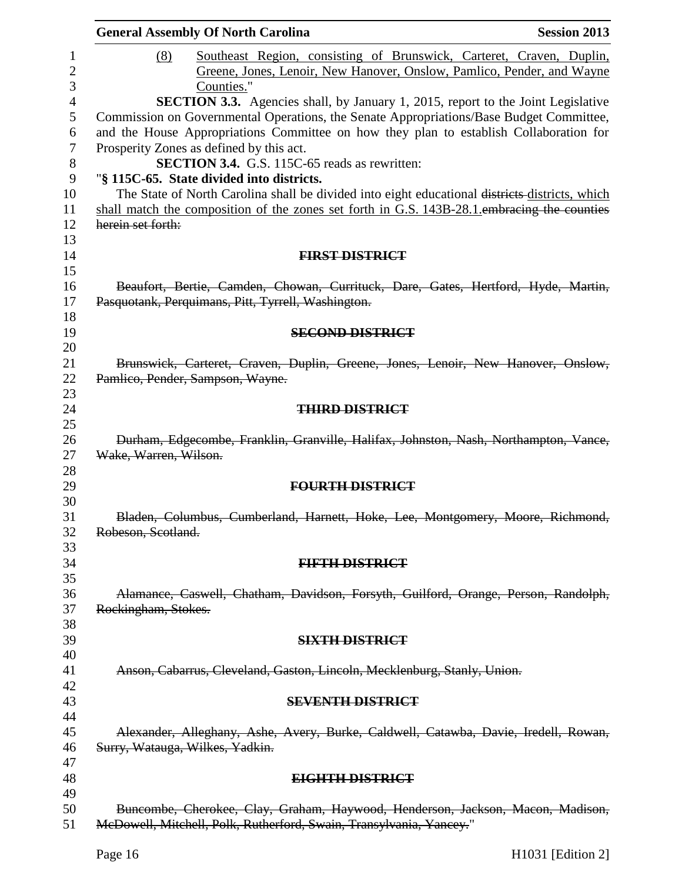(8) Southeast Region, consisting of Brunswick, Carteret, Craven, Duplin, Greene, Jones, Lenoir, New Hanover, Onslow, Pamlico, Pender, and Wayne Counties."

**SECTION 3.3.** Agencies shall, by January 1, 2015, report to the Joint Legislative Commission on Governmental Operations, the Senate Appropriations/Base Budget Committee, and the House Appropriations Committee on how they plan to establish Collaboration for Prosperity Zones as defined by this act.

**SECTION 3.4.** G.S. 115C-65 reads as rewritten:

"**§ 115C-65. State divided into districts.**

The State of North Carolina shall be divided into eight educational ~~districts~~ districts, which shall match the composition of the zones set forth in G.S. 143B-28.1.~~embracing the counties herein set forth:~~

~~**FIRST DISTRICT**~~

~~Beaufort, Bertie, Camden, Chowan, Currituck, Dare, Gates, Hertford, Hyde, Martin, Pasquotank, Perquimans, Pitt, Tyrrell, Washington.~~

~~**SECOND DISTRICT**~~

~~Brunswick, Carteret, Craven, Duplin, Greene, Jones, Lenoir, New Hanover, Onslow, Pamlico, Pender, Sampson, Wayne.~~

~~**THIRD DISTRICT**~~

~~Durham, Edgecombe, Franklin, Granville, Halifax, Johnston, Nash, Northampton, Vance, Wake, Warren, Wilson.~~

~~**FOURTH DISTRICT**~~

~~Bladen, Columbus, Cumberland, Harnett, Hoke, Lee, Montgomery, Moore, Richmond, Robeson, Scotland.~~

~~**FIFTH DISTRICT**~~

~~Alamance, Caswell, Chatham, Davidson, Forsyth, Guilford, Orange, Person, Randolph, Rockingham, Stokes.~~

~~**SIXTH DISTRICT**~~

~~Anson, Cabarrus, Cleveland, Gaston, Lincoln, Mecklenburg, Stanly, Union.~~

~~**SEVENTH DISTRICT**~~

~~Alexander, Alleghany, Ashe, Avery, Burke, Caldwell, Catawba, Davie, Iredell, Rowan, Surry, Watauga, Wilkes, Yadkin.~~

~~**EIGHTH DISTRICT**~~

~~Buncombe, Cherokee, Clay, Graham, Haywood, Henderson, Jackson, Macon, Madison, McDowell, Mitchell, Polk, Rutherford, Swain, Transylvania, Yancey.~~"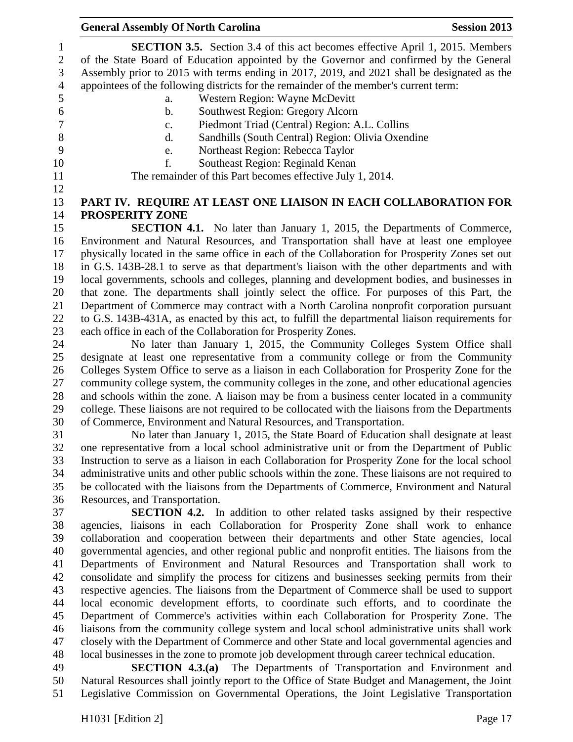**SECTION 3.5.** Section 3.4 of this act becomes effective April 1, 2015. Members of the State Board of Education appointed by the Governor and confirmed by the General Assembly prior to 2015 with terms ending in 2017, 2019, and 2021 shall be designated as the appointees of the following districts for the remainder of the member's current term:

a. Western Region: Wayne McDevitt
b. Southwest Region: Gregory Alcorn
c. Piedmont Triad (Central) Region: A.L. Collins
d. Sandhills (South Central) Region: Olivia Oxendine
e. Northeast Region: Rebecca Taylor
f. Southeast Region: Reginald Kenan

The remainder of this Part becomes effective July 1, 2014.

## PART IV. REQUIRE AT LEAST ONE LIAISON IN EACH COLLABORATION FOR PROSPERITY ZONE

**SECTION 4.1.** No later than January 1, 2015, the Departments of Commerce, Environment and Natural Resources, and Transportation shall have at least one employee physically located in the same office in each of the Collaboration for Prosperity Zones set out in G.S. 143B-28.1 to serve as that department's liaison with the other departments and with local governments, schools and colleges, planning and development bodies, and businesses in that zone. The departments shall jointly select the office. For purposes of this Part, the Department of Commerce may contract with a North Carolina nonprofit corporation pursuant to G.S. 143B-431A, as enacted by this act, to fulfill the departmental liaison requirements for each office in each of the Collaboration for Prosperity Zones.

No later than January 1, 2015, the Community Colleges System Office shall designate at least one representative from a community college or from the Community Colleges System Office to serve as a liaison in each Collaboration for Prosperity Zone for the community college system, the community colleges in the zone, and other educational agencies and schools within the zone. A liaison may be from a business center located in a community college. These liaisons are not required to be collocated with the liaisons from the Departments of Commerce, Environment and Natural Resources, and Transportation.

No later than January 1, 2015, the State Board of Education shall designate at least one representative from a local school administrative unit or from the Department of Public Instruction to serve as a liaison in each Collaboration for Prosperity Zone for the local school administrative units and other public schools within the zone. These liaisons are not required to be collocated with the liaisons from the Departments of Commerce, Environment and Natural Resources, and Transportation.

**SECTION 4.2.** In addition to other related tasks assigned by their respective agencies, liaisons in each Collaboration for Prosperity Zone shall work to enhance collaboration and cooperation between their departments and other State agencies, local governmental agencies, and other regional public and nonprofit entities. The liaisons from the Departments of Environment and Natural Resources and Transportation shall work to consolidate and simplify the process for citizens and businesses seeking permits from their respective agencies. The liaisons from the Department of Commerce shall be used to support local economic development efforts, to coordinate such efforts, and to coordinate the Department of Commerce's activities within each Collaboration for Prosperity Zone. The liaisons from the community college system and local school administrative units shall work closely with the Department of Commerce and other State and local governmental agencies and local businesses in the zone to promote job development through career technical education.

**SECTION 4.3.(a)** The Departments of Transportation and Environment and Natural Resources shall jointly report to the Office of State Budget and Management, the Joint Legislative Commission on Governmental Operations, the Joint Legislative Transportation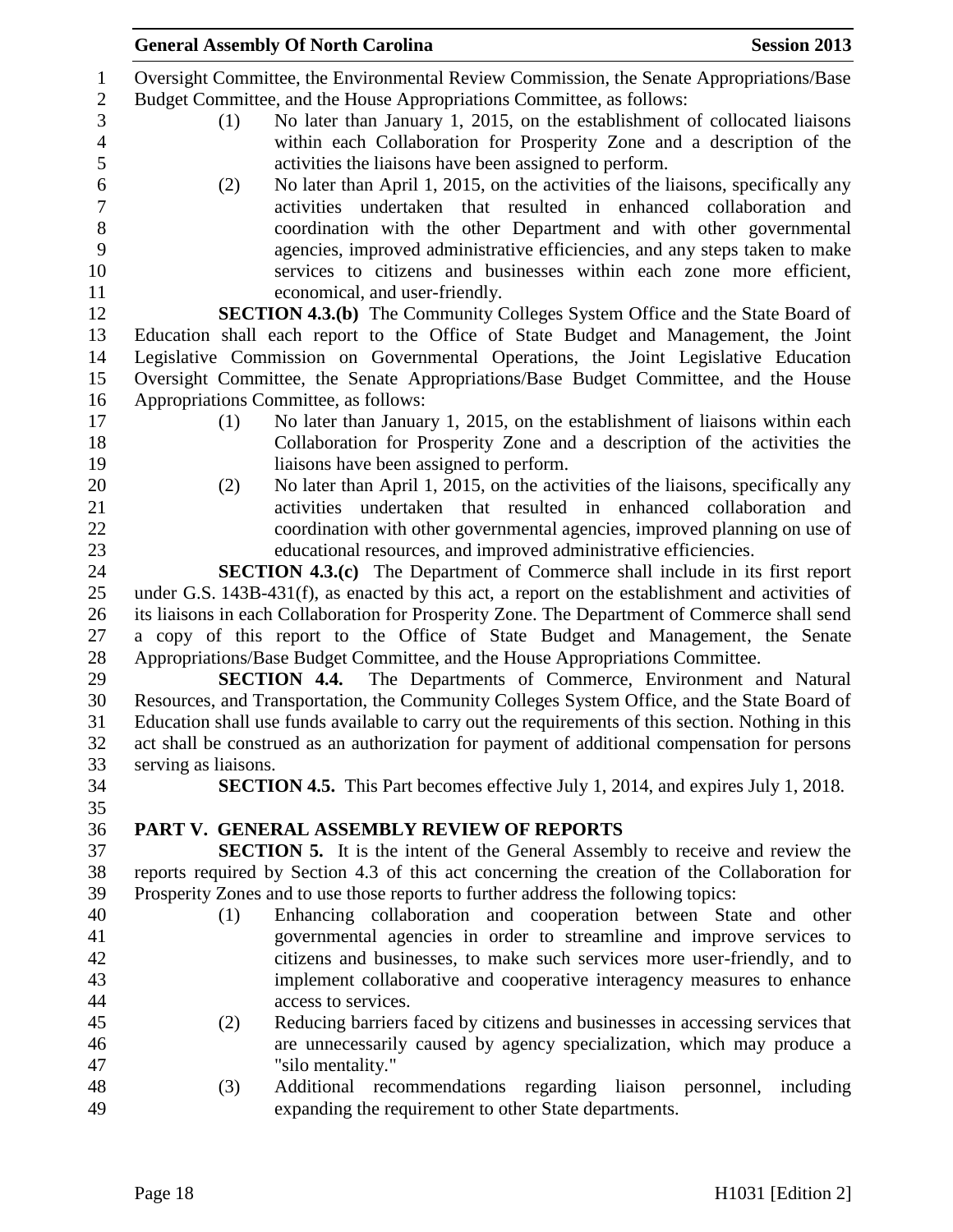Oversight Committee, the Environmental Review Commission, the Senate Appropriations/Base Budget Committee, and the House Appropriations Committee, as follows:

(1) No later than January 1, 2015, on the establishment of collocated liaisons within each Collaboration for Prosperity Zone and a description of the activities the liaisons have been assigned to perform.

(2) No later than April 1, 2015, on the activities of the liaisons, specifically any activities undertaken that resulted in enhanced collaboration and coordination with the other Department and with other governmental agencies, improved administrative efficiencies, and any steps taken to make services to citizens and businesses within each zone more efficient, economical, and user-friendly.

**SECTION 4.3.(b)** The Community Colleges System Office and the State Board of Education shall each report to the Office of State Budget and Management, the Joint Legislative Commission on Governmental Operations, the Joint Legislative Education Oversight Committee, the Senate Appropriations/Base Budget Committee, and the House Appropriations Committee, as follows:

(1) No later than January 1, 2015, on the establishment of liaisons within each Collaboration for Prosperity Zone and a description of the activities the liaisons have been assigned to perform.

(2) No later than April 1, 2015, on the activities of the liaisons, specifically any activities undertaken that resulted in enhanced collaboration and coordination with other governmental agencies, improved planning on use of educational resources, and improved administrative efficiencies.

**SECTION 4.3.(c)** The Department of Commerce shall include in its first report under G.S. 143B-431(f), as enacted by this act, a report on the establishment and activities of its liaisons in each Collaboration for Prosperity Zone. The Department of Commerce shall send a copy of this report to the Office of State Budget and Management, the Senate Appropriations/Base Budget Committee, and the House Appropriations Committee.

**SECTION 4.4.** The Departments of Commerce, Environment and Natural Resources, and Transportation, the Community Colleges System Office, and the State Board of Education shall use funds available to carry out the requirements of this section. Nothing in this act shall be construed as an authorization for payment of additional compensation for persons serving as liaisons.

**SECTION 4.5.** This Part becomes effective July 1, 2014, and expires July 1, 2018.

## PART V. GENERAL ASSEMBLY REVIEW OF REPORTS

**SECTION 5.** It is the intent of the General Assembly to receive and review the reports required by Section 4.3 of this act concerning the creation of the Collaboration for Prosperity Zones and to use those reports to further address the following topics:

(1) Enhancing collaboration and cooperation between State and other governmental agencies in order to streamline and improve services to citizens and businesses, to make such services more user-friendly, and to implement collaborative and cooperative interagency measures to enhance access to services.

(2) Reducing barriers faced by citizens and businesses in accessing services that are unnecessarily caused by agency specialization, which may produce a "silo mentality."

(3) Additional recommendations regarding liaison personnel, including expanding the requirement to other State departments.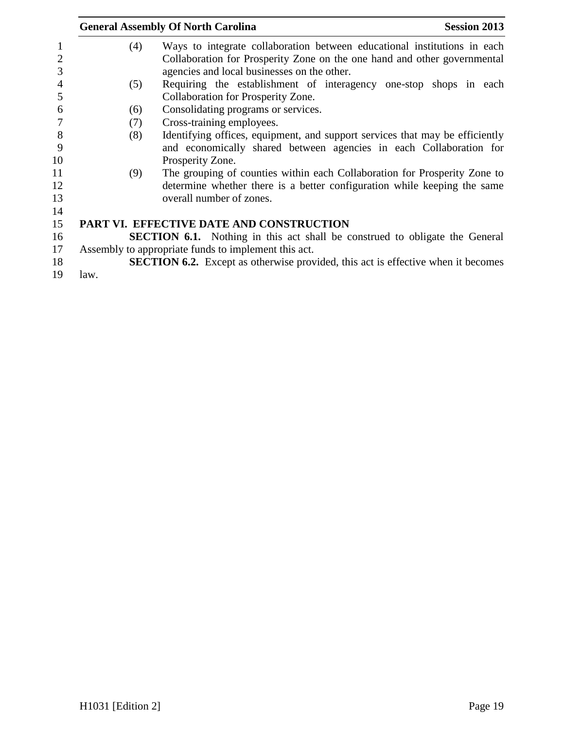(4) Ways to integrate collaboration between educational institutions in each Collaboration for Prosperity Zone on the one hand and other governmental agencies and local businesses on the other.

(5) Requiring the establishment of interagency one-stop shops in each Collaboration for Prosperity Zone.

(6) Consolidating programs or services.

(7) Cross-training employees.

(8) Identifying offices, equipment, and support services that may be efficiently and economically shared between agencies in each Collaboration for Prosperity Zone.

(9) The grouping of counties within each Collaboration for Prosperity Zone to determine whether there is a better configuration while keeping the same overall number of zones.

## PART VI. EFFECTIVE DATE AND CONSTRUCTION

**SECTION 6.1.** Nothing in this act shall be construed to obligate the General Assembly to appropriate funds to implement this act.

**SECTION 6.2.** Except as otherwise provided, this act is effective when it becomes law.